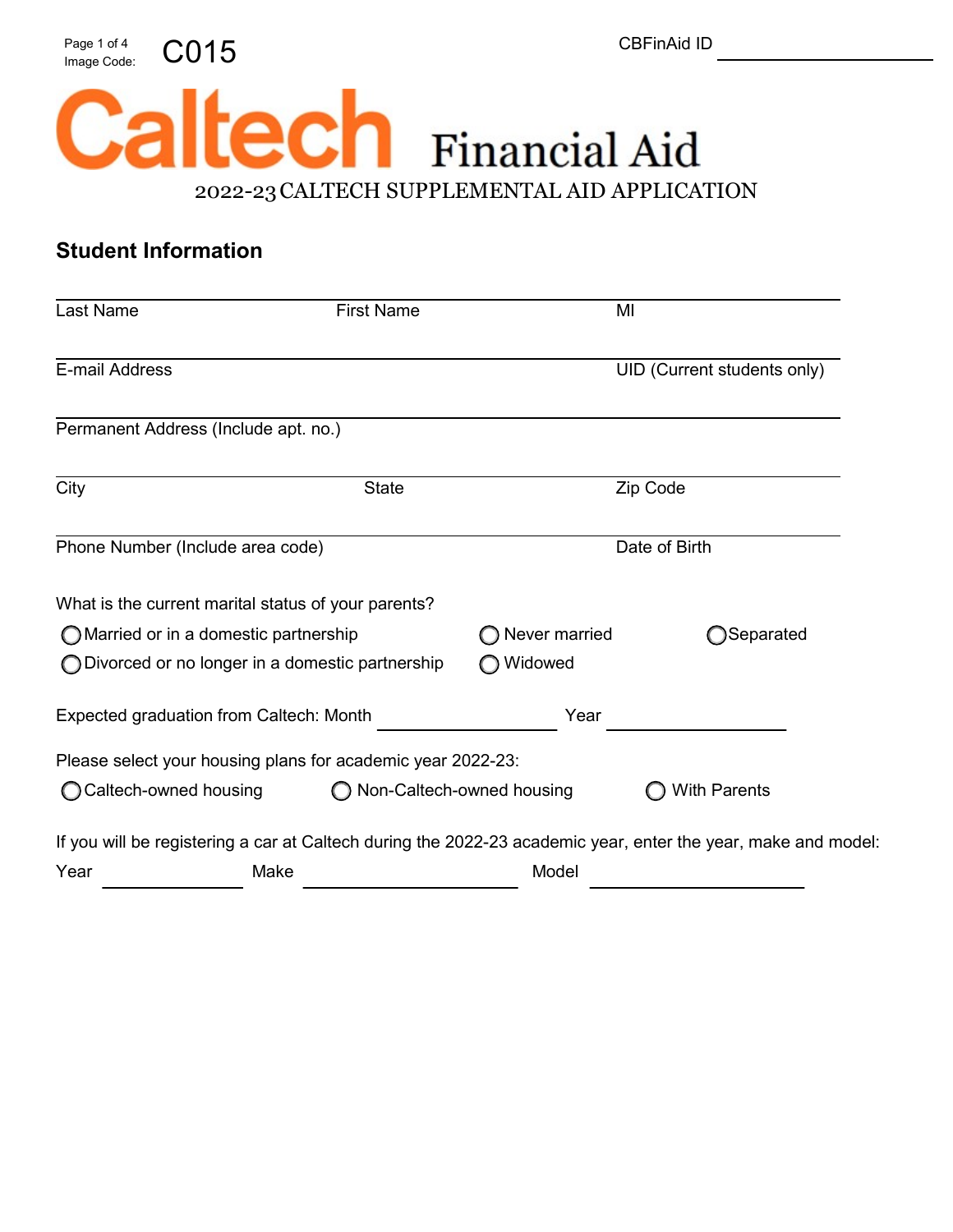Image Code: C015

CBFinAid ID ____________________

# Caltech Financial Aid

## 2022-23 CALTECH SUPPLEMENTAL AID APPLICATION

### Student Information

Last Name ____________ First Name ____________ MI ____

E-mail Address ____________ UID (Current students only) ____________

Permanent Address (Include apt. no.) ____________

City ____________ State ____________ Zip Code ____________

Phone Number (Include area code) ____________ Date of Birth ____________

What is the current marital status of your parents?

- ◯ Married or in a domestic partnership
- ◯ Never married
- ◯ Separated
- ◯ Divorced or no longer in a domestic partnership
- ◯ Widowed

Expected graduation from Caltech: Month ____________ Year ____________

Please select your housing plans for academic year 2022-23:

- ◯ Caltech-owned housing
- ◯ Non-Caltech-owned housing
- ◯ With Parents

If you will be registering a car at Caltech during the 2022-23 academic year, enter the year, make and model:

Year ____________ Make ____________ Model ____________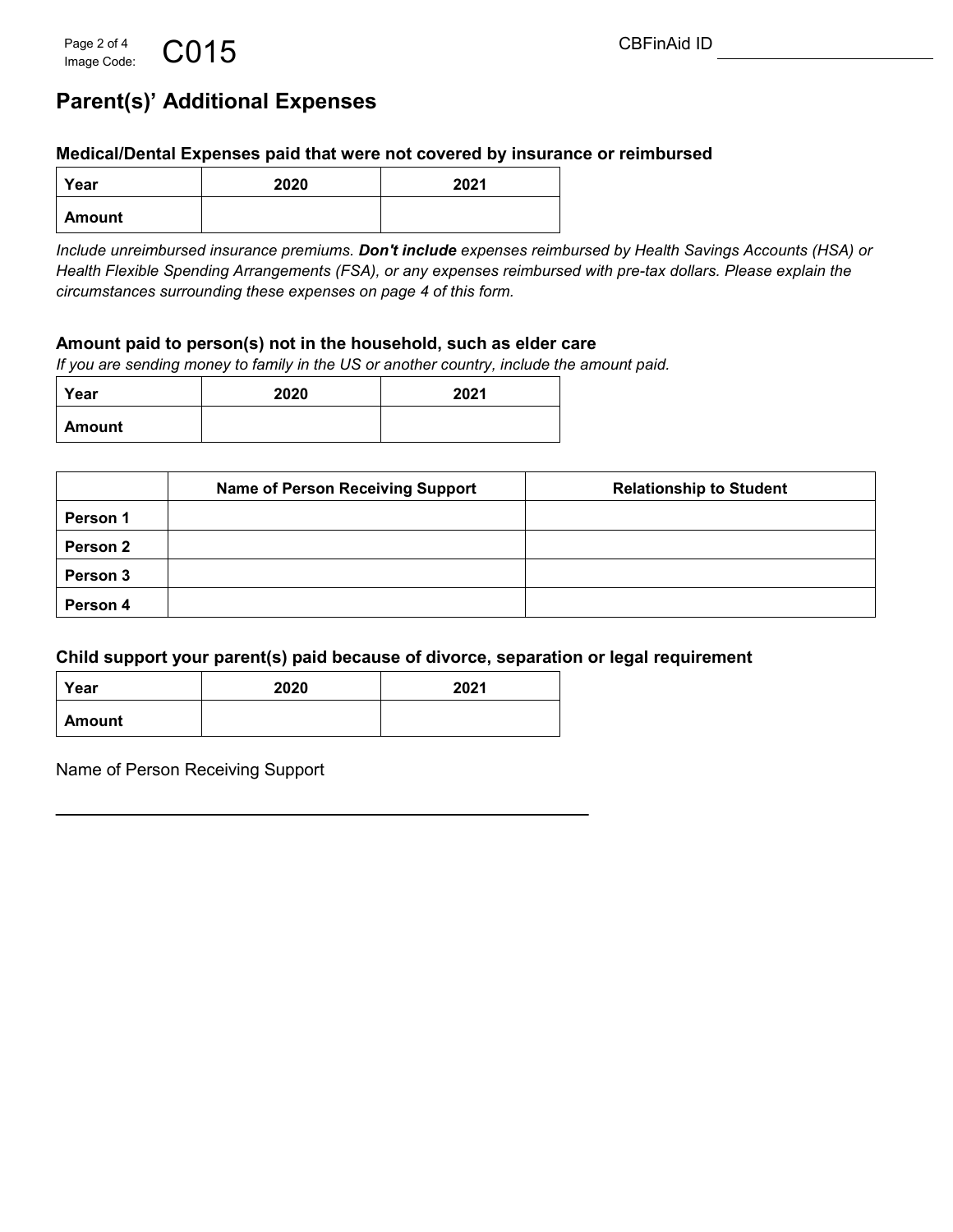Image Code: C015

CBFinAid ID ______________________

## Parent(s)' Additional Expenses

### Medical/Dental Expenses paid that were not covered by insurance or reimbursed

| Year | 2020 | 2021 |
| --- | --- | --- |
| Amount | | |

*Include unreimbursed insurance premiums.* ***Don't include*** *expenses reimbursed by Health Savings Accounts (HSA) or Health Flexible Spending Arrangements (FSA), or any expenses reimbursed with pre-tax dollars. Please explain the circumstances surrounding these expenses on page 4 of this form.*

### Amount paid to person(s) not in the household, such as elder care

*If you are sending money to family in the US or another country, include the amount paid.*

| Year | 2020 | 2021 |
| --- | --- | --- |
| Amount | | |

| | Name of Person Receiving Support | Relationship to Student |
| --- | --- | --- |
| Person 1 | | |
| Person 2 | | |
| Person 3 | | |
| Person 4 | | |

### Child support your parent(s) paid because of divorce, separation or legal requirement

| Year | 2020 | 2021 |
| --- | --- | --- |
| Amount | | |

Name of Person Receiving Support

______________________________________________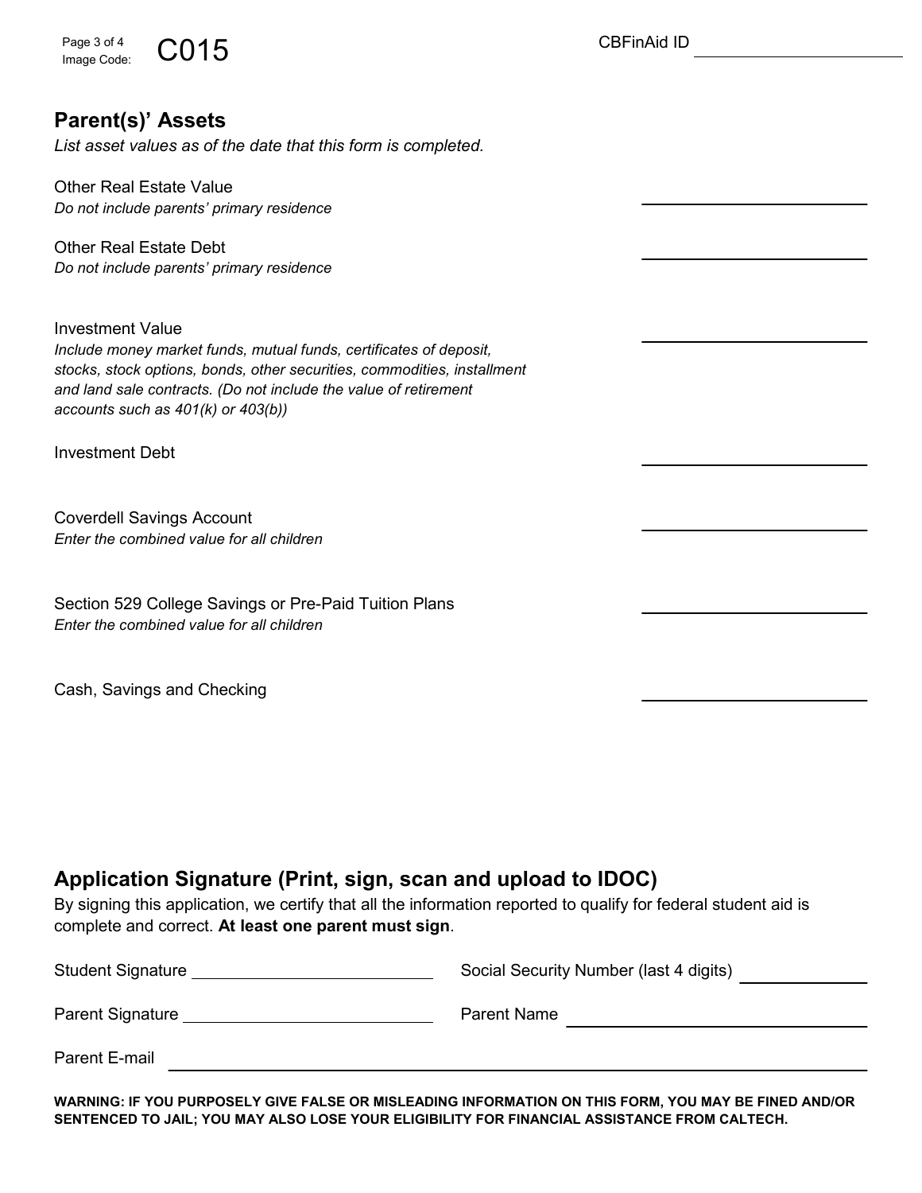CBFinAid ID ____________________

## Parent(s)' Assets

*List asset values as of the date that this form is completed.*

Other Real Estate Value ____________________
*Do not include parents' primary residence*

Other Real Estate Debt ____________________
*Do not include parents' primary residence*

Investment Value ____________________
*Include money market funds, mutual funds, certificates of deposit, stocks, stock options, bonds, other securities, commodities, installment and land sale contracts. (Do not include the value of retirement accounts such as 401(k) or 403(b))*

Investment Debt ____________________

Coverdell Savings Account ____________________
*Enter the combined value for all children*

Section 529 College Savings or Pre-Paid Tuition Plans ____________________
*Enter the combined value for all children*

Cash, Savings and Checking ____________________

## Application Signature (Print, sign, scan and upload to IDOC)

By signing this application, we certify that all the information reported to qualify for federal student aid is complete and correct. **At least one parent must sign**.

Student Signature ____________________ Social Security Number (last 4 digits) __________

Parent Signature ____________________ Parent Name ____________________

Parent E-mail ____________________

**WARNING: IF YOU PURPOSELY GIVE FALSE OR MISLEADING INFORMATION ON THIS FORM, YOU MAY BE FINED AND/OR SENTENCED TO JAIL; YOU MAY ALSO LOSE YOUR ELIGIBILITY FOR FINANCIAL ASSISTANCE FROM CALTECH.**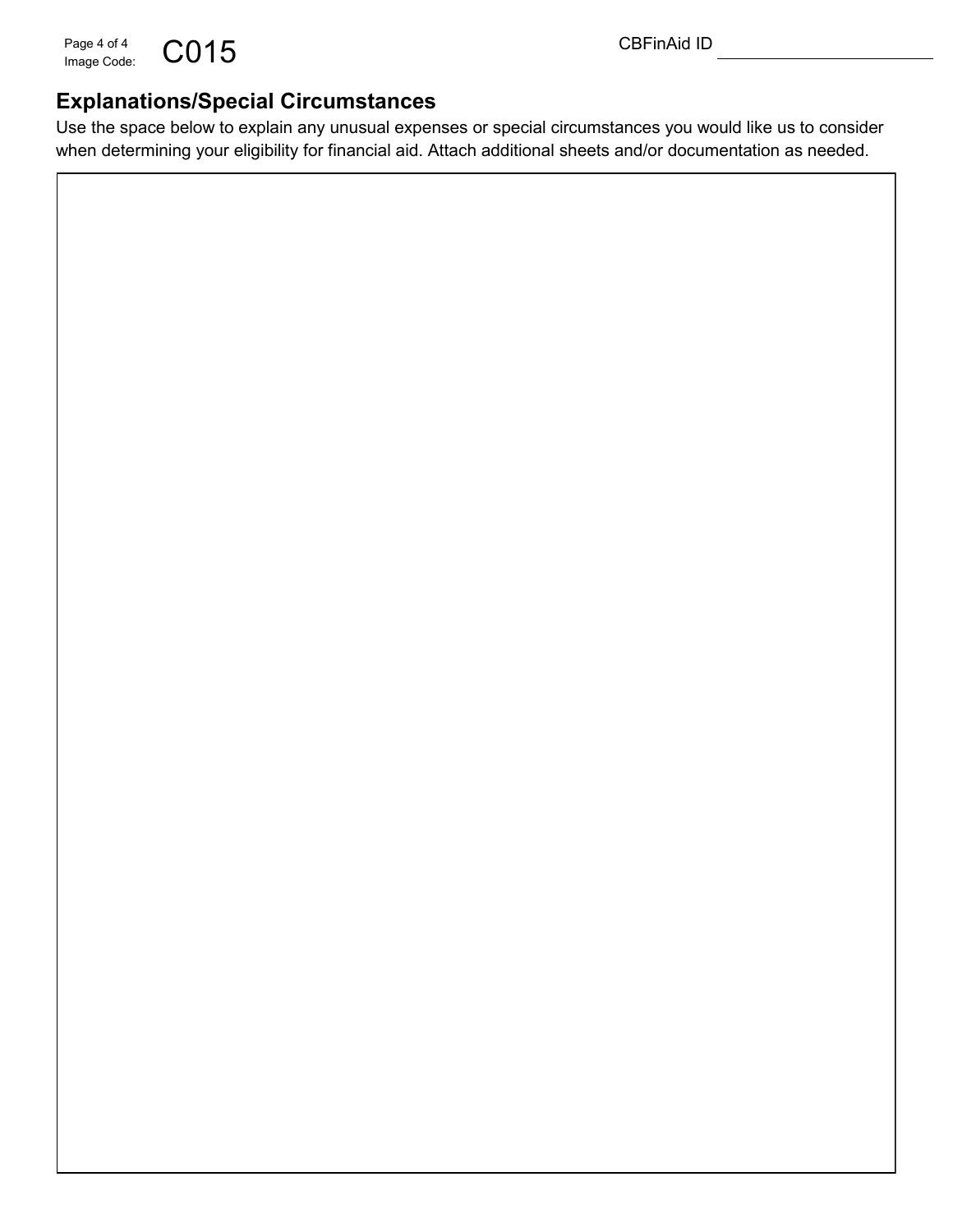Image Code: C015

CBFinAid ID ______________________

## Explanations/Special Circumstances

Use the space below to explain any unusual expenses or special circumstances you would like us to consider when determining your eligibility for financial aid. Attach additional sheets and/or documentation as needed.